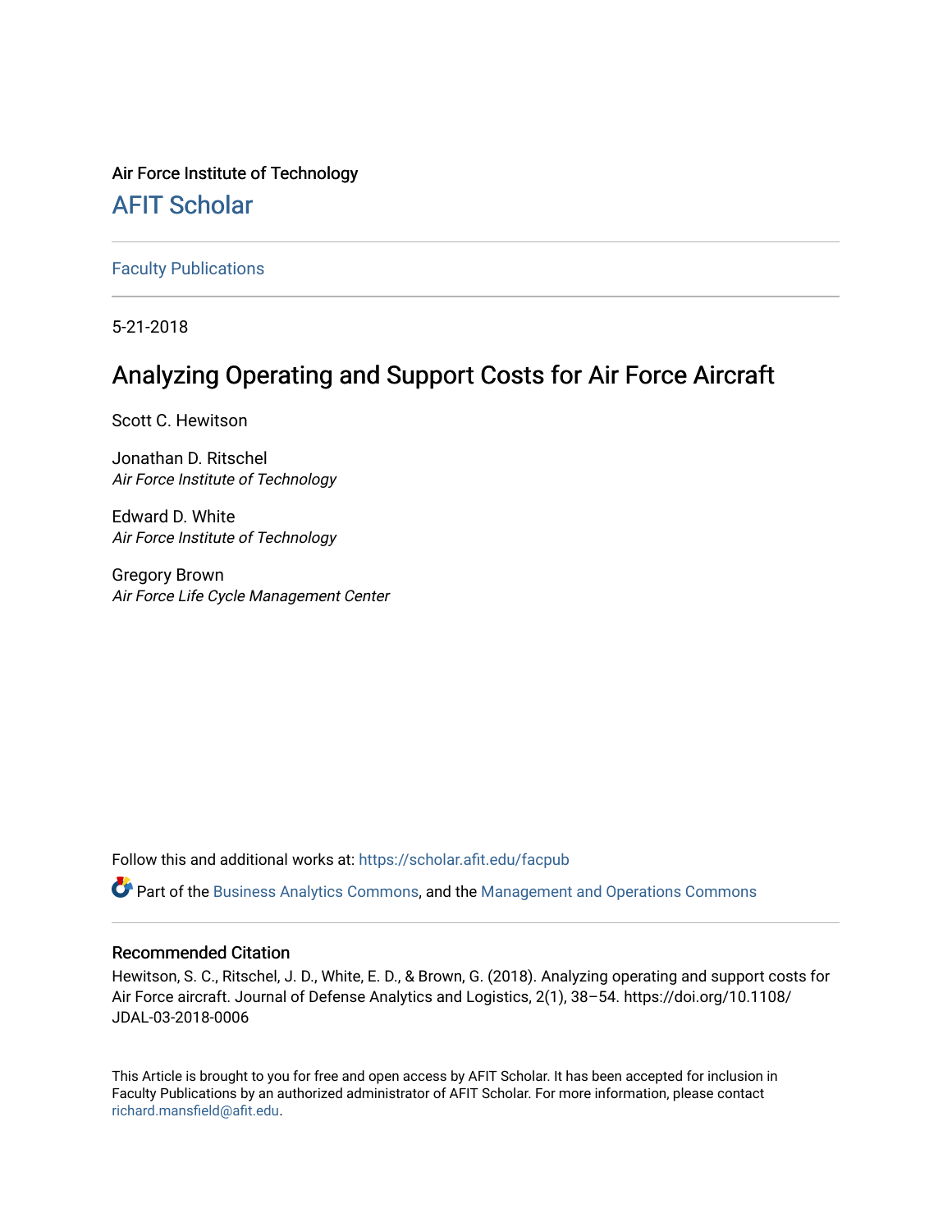Air Force Institute of Technology

# AFIT Scholar

Faculty Publications

5-21-2018

# Analyzing Operating and Support Costs for Air Force Aircraft

Scott C. Hewitson

Jonathan D. Ritschel
*Air Force Institute of Technology*

Edward D. White
*Air Force Institute of Technology*

Gregory Brown
*Air Force Life Cycle Management Center*

Follow this and additional works at: https://scholar.afit.edu/facpub

Part of the Business Analytics Commons, and the Management and Operations Commons

## Recommended Citation

Hewitson, S. C., Ritschel, J. D., White, E. D., & Brown, G. (2018). Analyzing operating and support costs for Air Force aircraft. Journal of Defense Analytics and Logistics, 2(1), 38–54. https://doi.org/10.1108/JDAL-03-2018-0006

This Article is brought to you for free and open access by AFIT Scholar. It has been accepted for inclusion in Faculty Publications by an authorized administrator of AFIT Scholar. For more information, please contact richard.mansfield@afit.edu.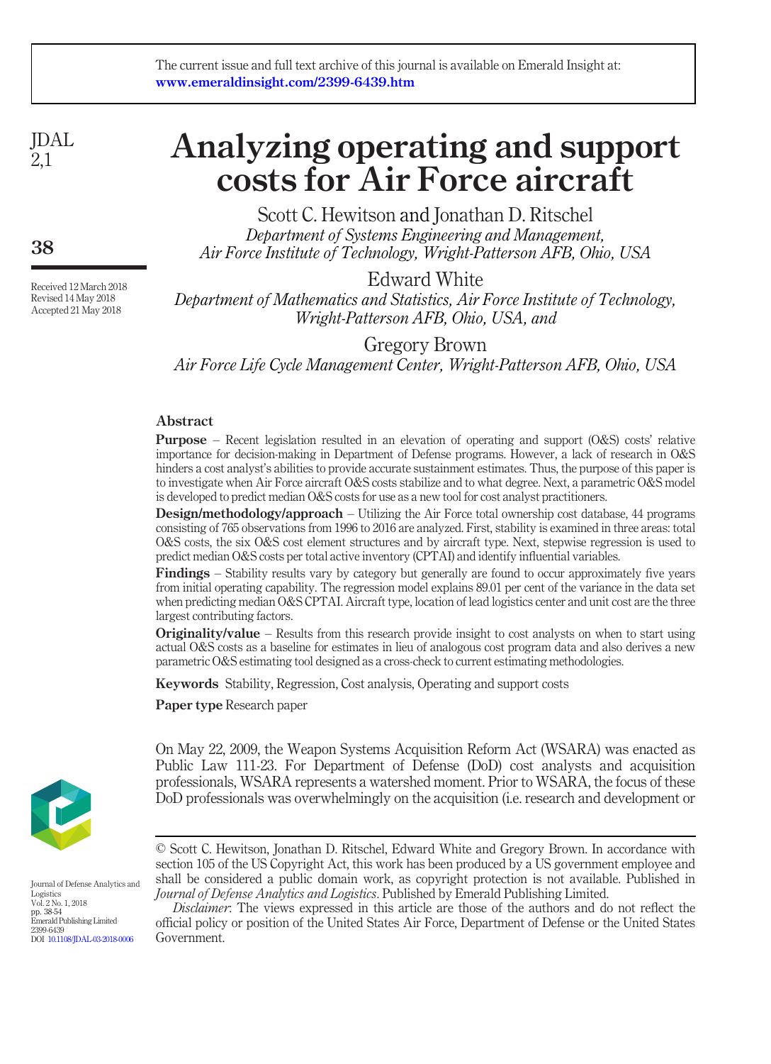The current issue and full text archive of this journal is available on Emerald Insight at: **www.emeraldinsight.com/2399-6439.htm**

# Analyzing operating and support costs for Air Force aircraft

Scott C. Hewitson and Jonathan D. Ritschel
*Department of Systems Engineering and Management, Air Force Institute of Technology, Wright-Patterson AFB, Ohio, USA*

Edward White
*Department of Mathematics and Statistics, Air Force Institute of Technology, Wright-Patterson AFB, Ohio, USA, and*

Gregory Brown
*Air Force Life Cycle Management Center, Wright-Patterson AFB, Ohio, USA*

Received 12 March 2018
Revised 14 May 2018
Accepted 21 May 2018

## Abstract

**Purpose** – Recent legislation resulted in an elevation of operating and support (O&S) costs' relative importance for decision-making in Department of Defense programs. However, a lack of research in O&S hinders a cost analyst's abilities to provide accurate sustainment estimates. Thus, the purpose of this paper is to investigate when Air Force aircraft O&S costs stabilize and to what degree. Next, a parametric O&S model is developed to predict median O&S costs for use as a new tool for cost analyst practitioners.

**Design/methodology/approach** – Utilizing the Air Force total ownership cost database, 44 programs consisting of 765 observations from 1996 to 2016 are analyzed. First, stability is examined in three areas: total O&S costs, the six O&S cost element structures and by aircraft type. Next, stepwise regression is used to predict median O&S costs per total active inventory (CPTAI) and identify influential variables.

**Findings** – Stability results vary by category but generally are found to occur approximately five years from initial operating capability. The regression model explains 89.01 per cent of the variance in the data set when predicting median O&S CPTAI. Aircraft type, location of lead logistics center and unit cost are the three largest contributing factors.

**Originality/value** – Results from this research provide insight to cost analysts on when to start using actual O&S costs as a baseline for estimates in lieu of analogous cost program data and also derives a new parametric O&S estimating tool designed as a cross-check to current estimating methodologies.

**Keywords** Stability, Regression, Cost analysis, Operating and support costs

**Paper type** Research paper

On May 22, 2009, the Weapon Systems Acquisition Reform Act (WSARA) was enacted as Public Law 111-23. For Department of Defense (DoD) cost analysts and acquisition professionals, WSARA represents a watershed moment. Prior to WSARA, the focus of these DoD professionals was overwhelmingly on the acquisition (i.e. research and development or

---

© Scott C. Hewitson, Jonathan D. Ritschel, Edward White and Gregory Brown. In accordance with section 105 of the US Copyright Act, this work has been produced by a US government employee and shall be considered a public domain work, as copyright protection is not available. Published in *Journal of Defense Analytics and Logistics*. Published by Emerald Publishing Limited.

*Disclaimer*. The views expressed in this article are those of the authors and do not reflect the official policy or position of the United States Air Force, Department of Defense or the United States Government.

Journal of Defense Analytics and Logistics
Vol. 2 No. 1, 2018
pp. 38-54
Emerald Publishing Limited
2399-6439
DOI 10.1108/JDAL-03-2018-0006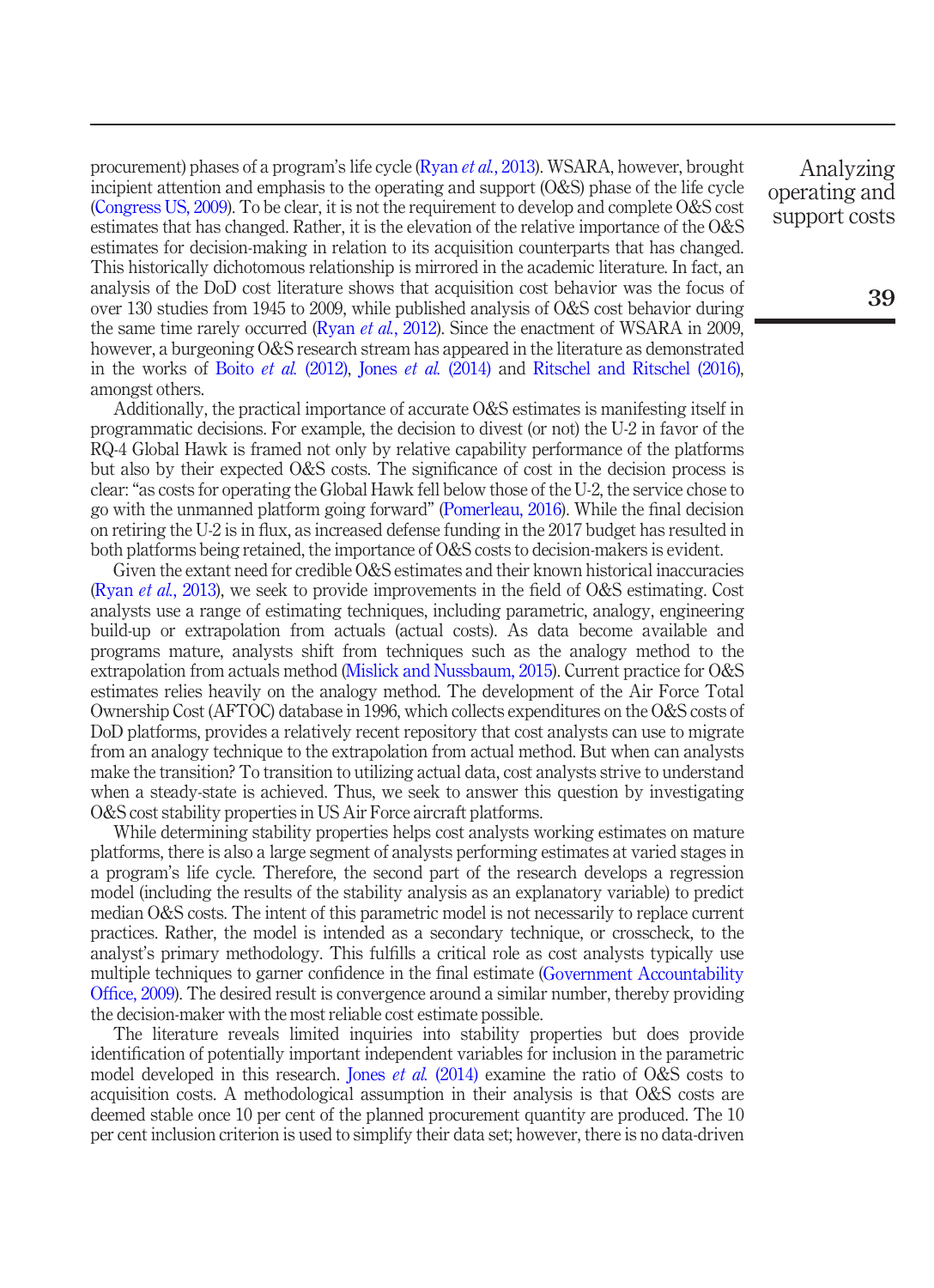procurement) phases of a program's life cycle (Ryan *et al.*, 2013). WSARA, however, brought incipient attention and emphasis to the operating and support (O&S) phase of the life cycle (Congress US, 2009). To be clear, it is not the requirement to develop and complete O&S cost estimates that has changed. Rather, it is the elevation of the relative importance of the O&S estimates for decision-making in relation to its acquisition counterparts that has changed. This historically dichotomous relationship is mirrored in the academic literature. In fact, an analysis of the DoD cost literature shows that acquisition cost behavior was the focus of over 130 studies from 1945 to 2009, while published analysis of O&S cost behavior during the same time rarely occurred (Ryan *et al.*, 2012). Since the enactment of WSARA in 2009, however, a burgeoning O&S research stream has appeared in the literature as demonstrated in the works of Boito *et al.* (2012), Jones *et al.* (2014) and Ritschel and Ritschel (2016), amongst others.

Additionally, the practical importance of accurate O&S estimates is manifesting itself in programmatic decisions. For example, the decision to divest (or not) the U-2 in favor of the RQ-4 Global Hawk is framed not only by relative capability performance of the platforms but also by their expected O&S costs. The significance of cost in the decision process is clear: "as costs for operating the Global Hawk fell below those of the U-2, the service chose to go with the unmanned platform going forward" (Pomerleau, 2016). While the final decision on retiring the U-2 is in flux, as increased defense funding in the 2017 budget has resulted in both platforms being retained, the importance of O&S costs to decision-makers is evident.

Given the extant need for credible O&S estimates and their known historical inaccuracies (Ryan *et al.*, 2013), we seek to provide improvements in the field of O&S estimating. Cost analysts use a range of estimating techniques, including parametric, analogy, engineering build-up or extrapolation from actuals (actual costs). As data become available and programs mature, analysts shift from techniques such as the analogy method to the extrapolation from actuals method (Mislick and Nussbaum, 2015). Current practice for O&S estimates relies heavily on the analogy method. The development of the Air Force Total Ownership Cost (AFTOC) database in 1996, which collects expenditures on the O&S costs of DoD platforms, provides a relatively recent repository that cost analysts can use to migrate from an analogy technique to the extrapolation from actual method. But when can analysts make the transition? To transition to utilizing actual data, cost analysts strive to understand when a steady-state is achieved. Thus, we seek to answer this question by investigating O&S cost stability properties in US Air Force aircraft platforms.

While determining stability properties helps cost analysts working estimates on mature platforms, there is also a large segment of analysts performing estimates at varied stages in a program's life cycle. Therefore, the second part of the research develops a regression model (including the results of the stability analysis as an explanatory variable) to predict median O&S costs. The intent of this parametric model is not necessarily to replace current practices. Rather, the model is intended as a secondary technique, or crosscheck, to the analyst's primary methodology. This fulfills a critical role as cost analysts typically use multiple techniques to garner confidence in the final estimate (Government Accountability Office, 2009). The desired result is convergence around a similar number, thereby providing the decision-maker with the most reliable cost estimate possible.

The literature reveals limited inquiries into stability properties but does provide identification of potentially important independent variables for inclusion in the parametric model developed in this research. Jones *et al.* (2014) examine the ratio of O&S costs to acquisition costs. A methodological assumption in their analysis is that O&S costs are deemed stable once 10 per cent of the planned procurement quantity are produced. The 10 per cent inclusion criterion is used to simplify their data set; however, there is no data-driven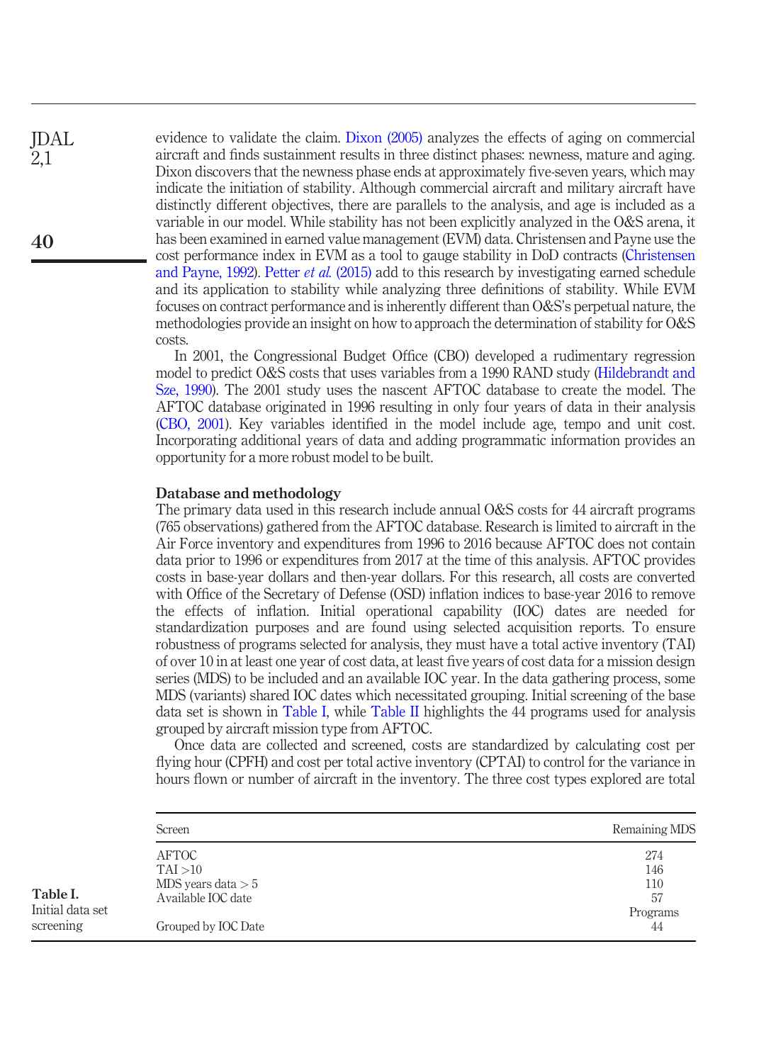evidence to validate the claim. Dixon (2005) analyzes the effects of aging on commercial aircraft and finds sustainment results in three distinct phases: newness, mature and aging. Dixon discovers that the newness phase ends at approximately five-seven years, which may indicate the initiation of stability. Although commercial aircraft and military aircraft have distinctly different objectives, there are parallels to the analysis, and age is included as a variable in our model. While stability has not been explicitly analyzed in the O&S arena, it has been examined in earned value management (EVM) data. Christensen and Payne use the cost performance index in EVM as a tool to gauge stability in DoD contracts (Christensen and Payne, 1992). Petter *et al.* (2015) add to this research by investigating earned schedule and its application to stability while analyzing three definitions of stability. While EVM focuses on contract performance and is inherently different than O&S's perpetual nature, the methodologies provide an insight on how to approach the determination of stability for O&S costs.

In 2001, the Congressional Budget Office (CBO) developed a rudimentary regression model to predict O&S costs that uses variables from a 1990 RAND study (Hildebrandt and Sze, 1990). The 2001 study uses the nascent AFTOC database to create the model. The AFTOC database originated in 1996 resulting in only four years of data in their analysis (CBO, 2001). Key variables identified in the model include age, tempo and unit cost. Incorporating additional years of data and adding programmatic information provides an opportunity for a more robust model to be built.

## Database and methodology

The primary data used in this research include annual O&S costs for 44 aircraft programs (765 observations) gathered from the AFTOC database. Research is limited to aircraft in the Air Force inventory and expenditures from 1996 to 2016 because AFTOC does not contain data prior to 1996 or expenditures from 2017 at the time of this analysis. AFTOC provides costs in base-year dollars and then-year dollars. For this research, all costs are converted with Office of the Secretary of Defense (OSD) inflation indices to base-year 2016 to remove the effects of inflation. Initial operational capability (IOC) dates are needed for standardization purposes and are found using selected acquisition reports. To ensure robustness of programs selected for analysis, they must have a total active inventory (TAI) of over 10 in at least one year of cost data, at least five years of cost data for a mission design series (MDS) to be included and an available IOC year. In the data gathering process, some MDS (variants) shared IOC dates which necessitated grouping. Initial screening of the base data set is shown in Table I, while Table II highlights the 44 programs used for analysis grouped by aircraft mission type from AFTOC.

Once data are collected and screened, costs are standardized by calculating cost per flying hour (CPFH) and cost per total active inventory (CPTAI) to control for the variance in hours flown or number of aircraft in the inventory. The three cost types explored are total

**Table I.** Initial data set screening

| Screen | Remaining MDS |
|---|---|
| AFTOC | 274 |
| TAI >10 | 146 |
| MDS years data > 5 | 110 |
| Available IOC date | 57 |
| | Programs |
| Grouped by IOC Date | 44 |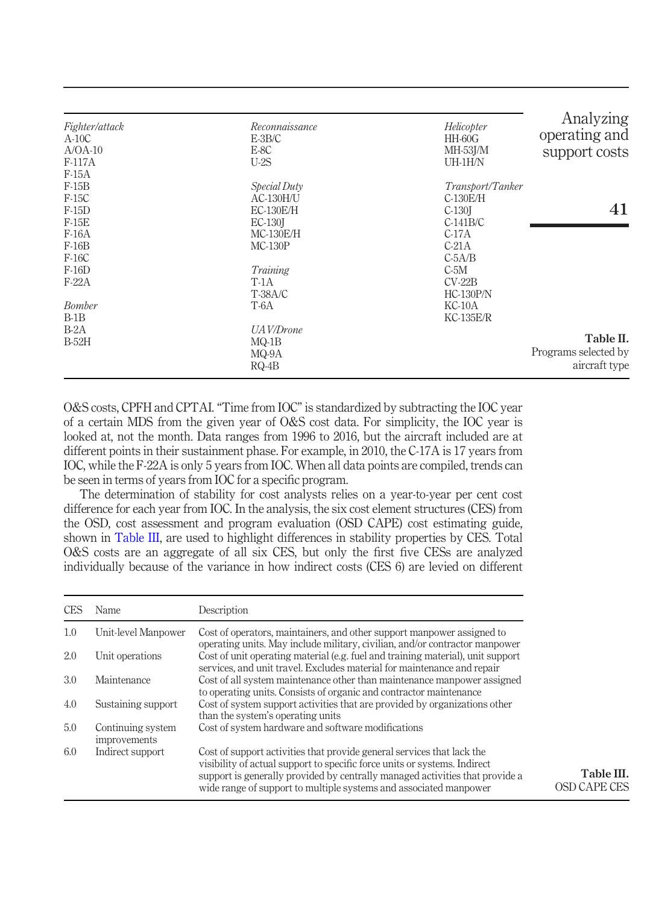| *Fighter/attack* | *Reconnaissance* | *Helicopter* |
|---|---|---|
| A-10C | E-3B/C | HH-60G |
| A/OA-10 | E-8C | MH-53J/M |
| F-117A | U-2S | UH-1H/N |
| F-15A | | |
| F-15B | *Special Duty* | *Transport/Tanker* |
| F-15C | AC-130H/U | C-130E/H |
| F-15D | EC-130E/H | C-130J |
| F-15E | EC-130J | C-141B/C |
| F-16A | MC-130E/H | C-17A |
| F-16B | MC-130P | C-21A |
| F-16C | | C-5A/B |
| F-16D | *Training* | C-5M |
| F-22A | T-1A | CV-22B |
| | T-38A/C | HC-130P/N |
| *Bomber* | T-6A | KC-10A |
| B-1B | | KC-135E/R |
| B-2A | *UAV/Drone* | |
| B-52H | MQ-1B | |
| | MQ-9A | |
| | RQ-4B | |

**Table II.** Programs selected by aircraft type

O&S costs, CPFH and CPTAI. "Time from IOC" is standardized by subtracting the IOC year of a certain MDS from the given year of O&S cost data. For simplicity, the IOC year is looked at, not the month. Data ranges from 1996 to 2016, but the aircraft included are at different points in their sustainment phase. For example, in 2010, the C-17A is 17 years from IOC, while the F-22A is only 5 years from IOC. When all data points are compiled, trends can be seen in terms of years from IOC for a specific program.

The determination of stability for cost analysts relies on a year-to-year per cent cost difference for each year from IOC. In the analysis, the six cost element structures (CES) from the OSD, cost assessment and program evaluation (OSD CAPE) cost estimating guide, shown in Table III, are used to highlight differences in stability properties by CES. Total O&S costs are an aggregate of all six CES, but only the first five CESs are analyzed individually because of the variance in how indirect costs (CES 6) are levied on different

| CES | Name | Description |
|---|---|---|
| 1.0 | Unit-level Manpower | Cost of operators, maintainers, and other support manpower assigned to operating units. May include military, civilian, and/or contractor manpower |
| 2.0 | Unit operations | Cost of unit operating material (e.g. fuel and training material), unit support services, and unit travel. Excludes material for maintenance and repair |
| 3.0 | Maintenance | Cost of all system maintenance other than maintenance manpower assigned to operating units. Consists of organic and contractor maintenance |
| 4.0 | Sustaining support | Cost of system support activities that are provided by organizations other than the system's operating units |
| 5.0 | Continuing system improvements | Cost of system hardware and software modifications |
| 6.0 | Indirect support | Cost of support activities that provide general services that lack the visibility of actual support to specific force units or systems. Indirect support is generally provided by centrally managed activities that provide a wide range of support to multiple systems and associated manpower |

**Table III.** OSD CAPE CES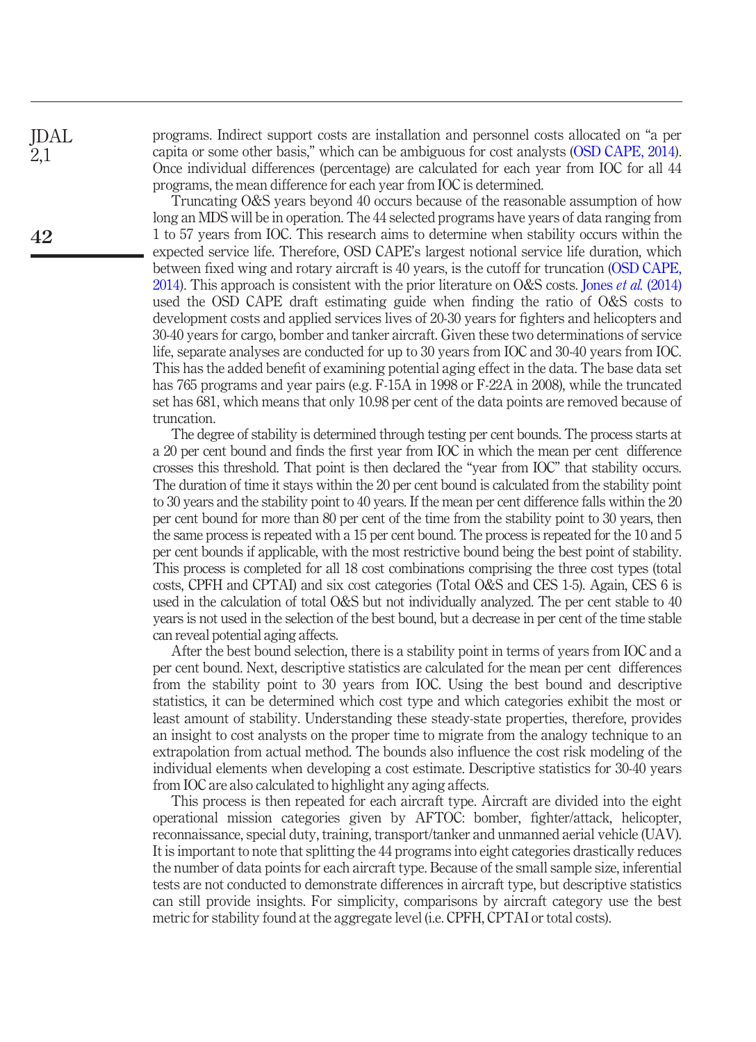programs. Indirect support costs are installation and personnel costs allocated on "a per capita or some other basis," which can be ambiguous for cost analysts (OSD CAPE, 2014). Once individual differences (percentage) are calculated for each year from IOC for all 44 programs, the mean difference for each year from IOC is determined.

Truncating O&S years beyond 40 occurs because of the reasonable assumption of how long an MDS will be in operation. The 44 selected programs have years of data ranging from 1 to 57 years from IOC. This research aims to determine when stability occurs within the expected service life. Therefore, OSD CAPE's largest notional service life duration, which between fixed wing and rotary aircraft is 40 years, is the cutoff for truncation (OSD CAPE, 2014). This approach is consistent with the prior literature on O&S costs. Jones *et al.* (2014) used the OSD CAPE draft estimating guide when finding the ratio of O&S costs to development costs and applied services lives of 20-30 years for fighters and helicopters and 30-40 years for cargo, bomber and tanker aircraft. Given these two determinations of service life, separate analyses are conducted for up to 30 years from IOC and 30-40 years from IOC. This has the added benefit of examining potential aging effect in the data. The base data set has 765 programs and year pairs (e.g. F-15A in 1998 or F-22A in 2008), while the truncated set has 681, which means that only 10.98 per cent of the data points are removed because of truncation.

The degree of stability is determined through testing per cent bounds. The process starts at a 20 per cent bound and finds the first year from IOC in which the mean per cent difference crosses this threshold. That point is then declared the "year from IOC" that stability occurs. The duration of time it stays within the 20 per cent bound is calculated from the stability point to 30 years and the stability point to 40 years. If the mean per cent difference falls within the 20 per cent bound for more than 80 per cent of the time from the stability point to 30 years, then the same process is repeated with a 15 per cent bound. The process is repeated for the 10 and 5 per cent bounds if applicable, with the most restrictive bound being the best point of stability. This process is completed for all 18 cost combinations comprising the three cost types (total costs, CPFH and CPTAI) and six cost categories (Total O&S and CES 1-5). Again, CES 6 is used in the calculation of total O&S but not individually analyzed. The per cent stable to 40 years is not used in the selection of the best bound, but a decrease in per cent of the time stable can reveal potential aging affects.

After the best bound selection, there is a stability point in terms of years from IOC and a per cent bound. Next, descriptive statistics are calculated for the mean per cent differences from the stability point to 30 years from IOC. Using the best bound and descriptive statistics, it can be determined which cost type and which categories exhibit the most or least amount of stability. Understanding these steady-state properties, therefore, provides an insight to cost analysts on the proper time to migrate from the analogy technique to an extrapolation from actual method. The bounds also influence the cost risk modeling of the individual elements when developing a cost estimate. Descriptive statistics for 30-40 years from IOC are also calculated to highlight any aging affects.

This process is then repeated for each aircraft type. Aircraft are divided into the eight operational mission categories given by AFTOC: bomber, fighter/attack, helicopter, reconnaissance, special duty, training, transport/tanker and unmanned aerial vehicle (UAV). It is important to note that splitting the 44 programs into eight categories drastically reduces the number of data points for each aircraft type. Because of the small sample size, inferential tests are not conducted to demonstrate differences in aircraft type, but descriptive statistics can still provide insights. For simplicity, comparisons by aircraft category use the best metric for stability found at the aggregate level (i.e. CPFH, CPTAI or total costs).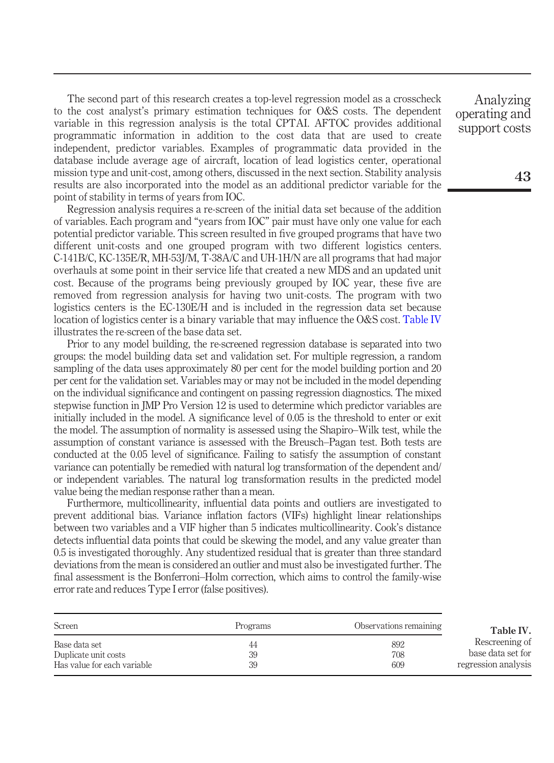The second part of this research creates a top-level regression model as a crosscheck to the cost analyst's primary estimation techniques for O&S costs. The dependent variable in this regression analysis is the total CPTAI. AFTOC provides additional programmatic information in addition to the cost data that are used to create independent, predictor variables. Examples of programmatic data provided in the database include average age of aircraft, location of lead logistics center, operational mission type and unit-cost, among others, discussed in the next section. Stability analysis results are also incorporated into the model as an additional predictor variable for the point of stability in terms of years from IOC.

Regression analysis requires a re-screen of the initial data set because of the addition of variables. Each program and "years from IOC" pair must have only one value for each potential predictor variable. This screen resulted in five grouped programs that have two different unit-costs and one grouped program with two different logistics centers. C-141B/C, KC-135E/R, MH-53J/M, T-38A/C and UH-1H/N are all programs that had major overhauls at some point in their service life that created a new MDS and an updated unit cost. Because of the programs being previously grouped by IOC year, these five are removed from regression analysis for having two unit-costs. The program with two logistics centers is the EC-130E/H and is included in the regression data set because location of logistics center is a binary variable that may influence the O&S cost. Table IV illustrates the re-screen of the base data set.

Prior to any model building, the re-screened regression database is separated into two groups: the model building data set and validation set. For multiple regression, a random sampling of the data uses approximately 80 per cent for the model building portion and 20 per cent for the validation set. Variables may or may not be included in the model depending on the individual significance and contingent on passing regression diagnostics. The mixed stepwise function in JMP Pro Version 12 is used to determine which predictor variables are initially included in the model. A significance level of 0.05 is the threshold to enter or exit the model. The assumption of normality is assessed using the Shapiro–Wilk test, while the assumption of constant variance is assessed with the Breusch–Pagan test. Both tests are conducted at the 0.05 level of significance. Failing to satisfy the assumption of constant variance can potentially be remedied with natural log transformation of the dependent and/or independent variables. The natural log transformation results in the predicted model value being the median response rather than a mean.

Furthermore, multicollinearity, influential data points and outliers are investigated to prevent additional bias. Variance inflation factors (VIFs) highlight linear relationships between two variables and a VIF higher than 5 indicates multicollinearity. Cook's distance detects influential data points that could be skewing the model, and any value greater than 0.5 is investigated thoroughly. Any studentized residual that is greater than three standard deviations from the mean is considered an outlier and must also be investigated further. The final assessment is the Bonferroni–Holm correction, which aims to control the family-wise error rate and reduces Type I error (false positives).

| Screen | Programs | Observations remaining |
|---|---|---|
| Base data set | 44 | 892 |
| Duplicate unit costs | 39 | 708 |
| Has value for each variable | 39 | 609 |

**Table IV.** Rescreening of base data set for regression analysis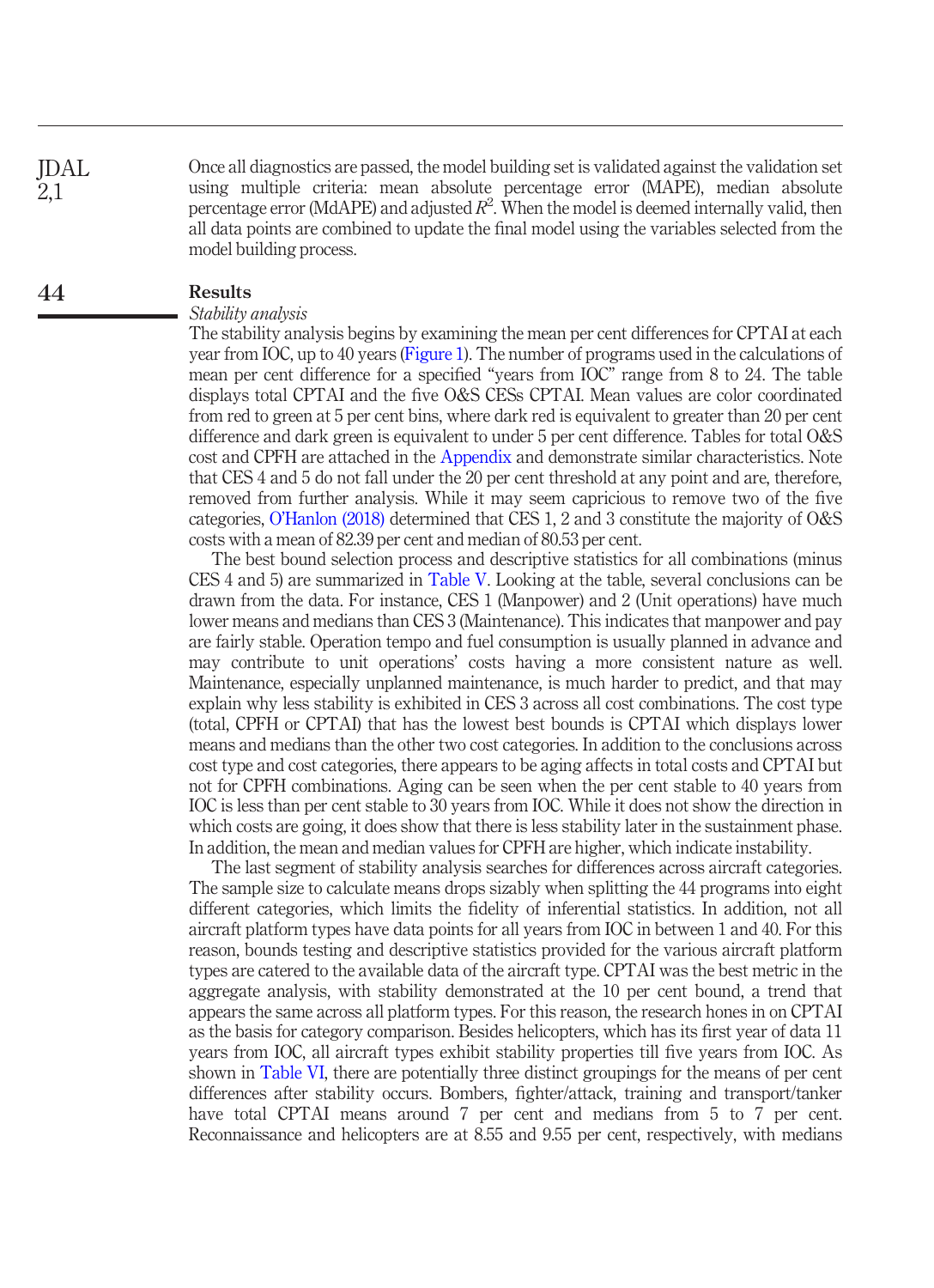Once all diagnostics are passed, the model building set is validated against the validation set using multiple criteria: mean absolute percentage error (MAPE), median absolute percentage error (MdAPE) and adjusted $R^2$. When the model is deemed internally valid, then all data points are combined to update the final model using the variables selected from the model building process.

## Results

### *Stability analysis*

The stability analysis begins by examining the mean per cent differences for CPTAI at each year from IOC, up to 40 years (Figure 1). The number of programs used in the calculations of mean per cent difference for a specified "years from IOC" range from 8 to 24. The table displays total CPTAI and the five O&S CESs CPTAI. Mean values are color coordinated from red to green at 5 per cent bins, where dark red is equivalent to greater than 20 per cent difference and dark green is equivalent to under 5 per cent difference. Tables for total O&S cost and CPFH are attached in the Appendix and demonstrate similar characteristics. Note that CES 4 and 5 do not fall under the 20 per cent threshold at any point and are, therefore, removed from further analysis. While it may seem capricious to remove two of the five categories, O'Hanlon (2018) determined that CES 1, 2 and 3 constitute the majority of O&S costs with a mean of 82.39 per cent and median of 80.53 per cent.

The best bound selection process and descriptive statistics for all combinations (minus CES 4 and 5) are summarized in Table V. Looking at the table, several conclusions can be drawn from the data. For instance, CES 1 (Manpower) and 2 (Unit operations) have much lower means and medians than CES 3 (Maintenance). This indicates that manpower and pay are fairly stable. Operation tempo and fuel consumption is usually planned in advance and may contribute to unit operations' costs having a more consistent nature as well. Maintenance, especially unplanned maintenance, is much harder to predict, and that may explain why less stability is exhibited in CES 3 across all cost combinations. The cost type (total, CPFH or CPTAI) that has the lowest best bounds is CPTAI which displays lower means and medians than the other two cost categories. In addition to the conclusions across cost type and cost categories, there appears to be aging affects in total costs and CPTAI but not for CPFH combinations. Aging can be seen when the per cent stable to 40 years from IOC is less than per cent stable to 30 years from IOC. While it does not show the direction in which costs are going, it does show that there is less stability later in the sustainment phase. In addition, the mean and median values for CPFH are higher, which indicate instability.

The last segment of stability analysis searches for differences across aircraft categories. The sample size to calculate means drops sizably when splitting the 44 programs into eight different categories, which limits the fidelity of inferential statistics. In addition, not all aircraft platform types have data points for all years from IOC in between 1 and 40. For this reason, bounds testing and descriptive statistics provided for the various aircraft platform types are catered to the available data of the aircraft type. CPTAI was the best metric in the aggregate analysis, with stability demonstrated at the 10 per cent bound, a trend that appears the same across all platform types. For this reason, the research hones in on CPTAI as the basis for category comparison. Besides helicopters, which has its first year of data 11 years from IOC, all aircraft types exhibit stability properties till five years from IOC. As shown in Table VI, there are potentially three distinct groupings for the means of per cent differences after stability occurs. Bombers, fighter/attack, training and transport/tanker have total CPTAI means around 7 per cent and medians from 5 to 7 per cent. Reconnaissance and helicopters are at 8.55 and 9.55 per cent, respectively, with medians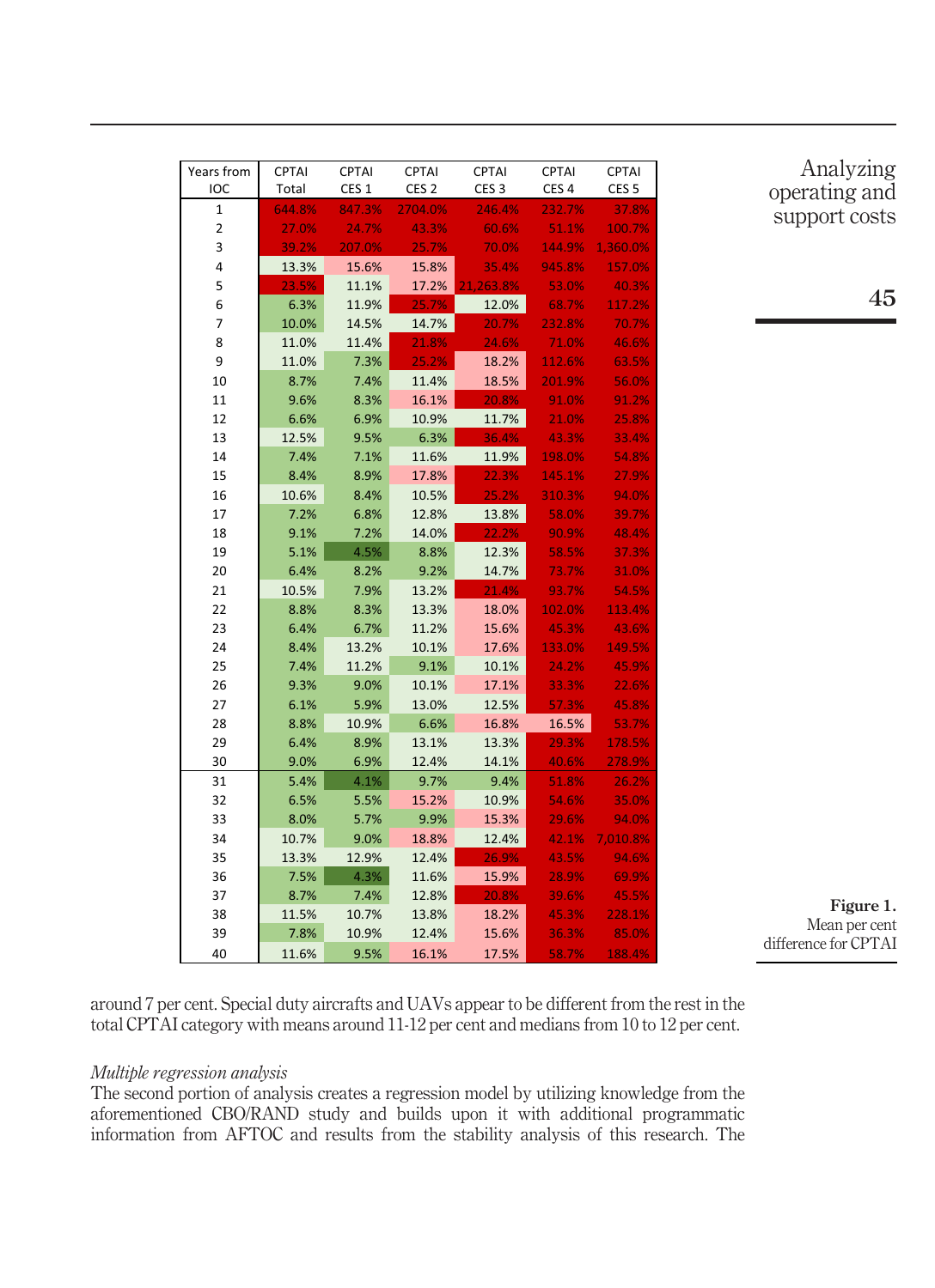| Years from IOC | CPTAI Total | CPTAI CES 1 | CPTAI CES 2 | CPTAI CES 3 | CPTAI CES 4 | CPTAI CES 5 |
|---|---|---|---|---|---|---|
| 1 | 644.8% | 847.3% | 2704.0% | 246.4% | 232.7% | 37.8% |
| 2 | 27.0% | 24.7% | 43.3% | 60.6% | 51.1% | 100.7% |
| 3 | 39.2% | 207.0% | 25.7% | 70.0% | 144.9% | 1,360.0% |
| 4 | 13.3% | 15.6% | 15.8% | 35.4% | 945.8% | 157.0% |
| 5 | 23.5% | 11.1% | 17.2% | 21,263.8% | 53.0% | 40.3% |
| 6 | 6.3% | 11.9% | 25.7% | 12.0% | 68.7% | 117.2% |
| 7 | 10.0% | 14.5% | 14.7% | 20.7% | 232.8% | 70.7% |
| 8 | 11.0% | 11.4% | 21.8% | 24.6% | 71.0% | 46.6% |
| 9 | 11.0% | 7.3% | 25.2% | 18.2% | 112.6% | 63.5% |
| 10 | 8.7% | 7.4% | 11.4% | 18.5% | 201.9% | 56.0% |
| 11 | 9.6% | 8.3% | 16.1% | 20.8% | 91.0% | 91.2% |
| 12 | 6.6% | 6.9% | 10.9% | 11.7% | 21.0% | 25.8% |
| 13 | 12.5% | 9.5% | 6.3% | 36.4% | 43.3% | 33.4% |
| 14 | 7.4% | 7.1% | 11.6% | 11.9% | 198.0% | 54.8% |
| 15 | 8.4% | 8.9% | 17.8% | 22.3% | 145.1% | 27.9% |
| 16 | 10.6% | 8.4% | 10.5% | 25.2% | 310.3% | 94.0% |
| 17 | 7.2% | 6.8% | 12.8% | 13.8% | 58.0% | 39.7% |
| 18 | 9.1% | 7.2% | 14.0% | 22.2% | 90.9% | 48.4% |
| 19 | 5.1% | 4.5% | 8.8% | 12.3% | 58.5% | 37.3% |
| 20 | 6.4% | 8.2% | 9.2% | 14.7% | 73.7% | 31.0% |
| 21 | 10.5% | 7.9% | 13.2% | 21.4% | 93.7% | 54.5% |
| 22 | 8.8% | 8.3% | 13.3% | 18.0% | 102.0% | 113.4% |
| 23 | 6.4% | 6.7% | 11.2% | 15.6% | 45.3% | 43.6% |
| 24 | 8.4% | 13.2% | 10.1% | 17.6% | 133.0% | 149.5% |
| 25 | 7.4% | 11.2% | 9.1% | 10.1% | 24.2% | 45.9% |
| 26 | 9.3% | 9.0% | 10.1% | 17.1% | 33.3% | 22.6% |
| 27 | 6.1% | 5.9% | 13.0% | 12.5% | 57.3% | 45.8% |
| 28 | 8.8% | 10.9% | 6.6% | 16.8% | 16.5% | 53.7% |
| 29 | 6.4% | 8.9% | 13.1% | 13.3% | 29.3% | 178.5% |
| 30 | 9.0% | 6.9% | 12.4% | 14.1% | 40.6% | 278.9% |
| 31 | 5.4% | 4.1% | 9.7% | 9.4% | 51.8% | 26.2% |
| 32 | 6.5% | 5.5% | 15.2% | 10.9% | 54.6% | 35.0% |
| 33 | 8.0% | 5.7% | 9.9% | 15.3% | 29.6% | 94.0% |
| 34 | 10.7% | 9.0% | 18.8% | 12.4% | 42.1% | 7,010.8% |
| 35 | 13.3% | 12.9% | 12.4% | 26.9% | 43.5% | 94.6% |
| 36 | 7.5% | 4.3% | 11.6% | 15.9% | 28.9% | 69.9% |
| 37 | 8.7% | 7.4% | 12.8% | 20.8% | 39.6% | 45.5% |
| 38 | 11.5% | 10.7% | 13.8% | 18.2% | 45.3% | 228.1% |
| 39 | 7.8% | 10.9% | 12.4% | 15.6% | 36.3% | 85.0% |
| 40 | 11.6% | 9.5% | 16.1% | 17.5% | 58.7% | 188.4% |

**Figure 1.** Mean per cent difference for CPTAI

around 7 per cent. Special duty aircrafts and UAVs appear to be different from the rest in the total CPTAI category with means around 11-12 per cent and medians from 10 to 12 per cent.

*Multiple regression analysis*

The second portion of analysis creates a regression model by utilizing knowledge from the aforementioned CBO/RAND study and builds upon it with additional programmatic information from AFTOC and results from the stability analysis of this research. The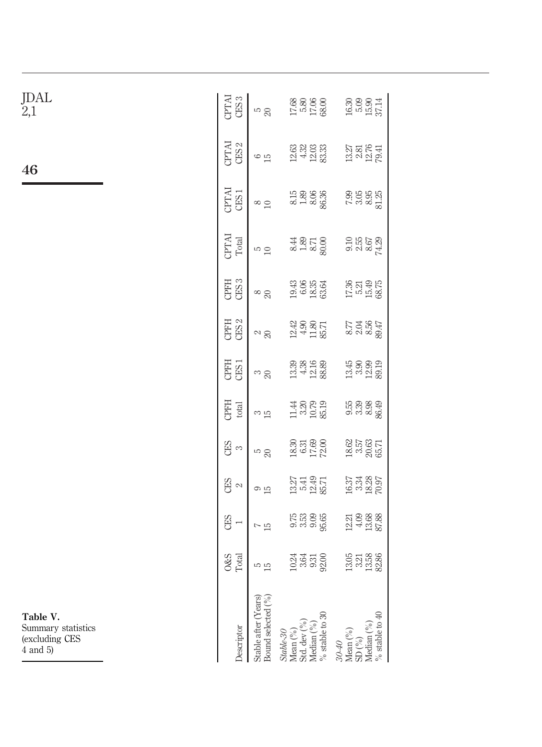**Table V.** Summary statistics (excluding CES 4 and 5)

| Descriptor | O&S Total | CES 1 | CES 2 | CES 3 | CPFH total | CPFH CES 1 | CPFH CES 2 | CPFH CES 3 | CPTAI Total | CPTAI CES 1 | CPTAI CES 2 | CPTAI CES 3 |
|---|---|---|---|---|---|---|---|---|---|---|---|---|
| Stable after (Years) | 5 | 7 | 9 | 5 | 3 | 3 | 2 | 8 | 5 | 8 | 6 | 5 |
| Bound selected (%) | 15 | 15 | 15 | 20 | 15 | 20 | 20 | 20 | 10 | 10 | 15 | 20 |
| *Stable-30* | | | | | | | | | | | | |
| Mean (%) | 10.24 | 9.75 | 13.27 | 18.30 | 11.44 | 13.39 | 12.42 | 19.43 | 8.44 | 8.15 | 12.63 | 17.68 |
| Std. dev (%) | 3.64 | 3.53 | 5.41 | 6.31 | 3.20 | 4.38 | 4.90 | 6.06 | 1.89 | 1.89 | 4.32 | 5.80 |
| Median (%) | 9.31 | 9.09 | 12.49 | 17.69 | 10.79 | 12.16 | 11.80 | 18.35 | 8.71 | 8.06 | 12.03 | 17.06 |
| % stable to 30 | 92.00 | 95.65 | 85.71 | 72.00 | 85.19 | 88.89 | 85.71 | 63.64 | 80.00 | 86.36 | 83.33 | 68.00 |
| *30-40* | | | | | | | | | | | | |
| Mean (%) | 13.05 | 12.21 | 16.37 | 18.62 | 9.55 | 13.45 | 8.77 | 17.36 | 9.10 | 7.99 | 13.27 | 16.30 |
| SD (%) | 3.21 | 4.09 | 3.34 | 3.57 | 3.39 | 3.90 | 2.04 | 5.21 | 2.55 | 3.05 | 2.81 | 5.09 |
| Median (%) | 13.58 | 13.68 | 18.28 | 20.63 | 8.98 | 12.99 | 8.56 | 15.49 | 8.67 | 8.95 | 12.76 | 15.90 |
| % stable to 40 | 82.86 | 87.88 | 70.97 | 65.71 | 86.49 | 89.19 | 89.47 | 68.75 | 74.29 | 81.25 | 79.41 | 37.14 |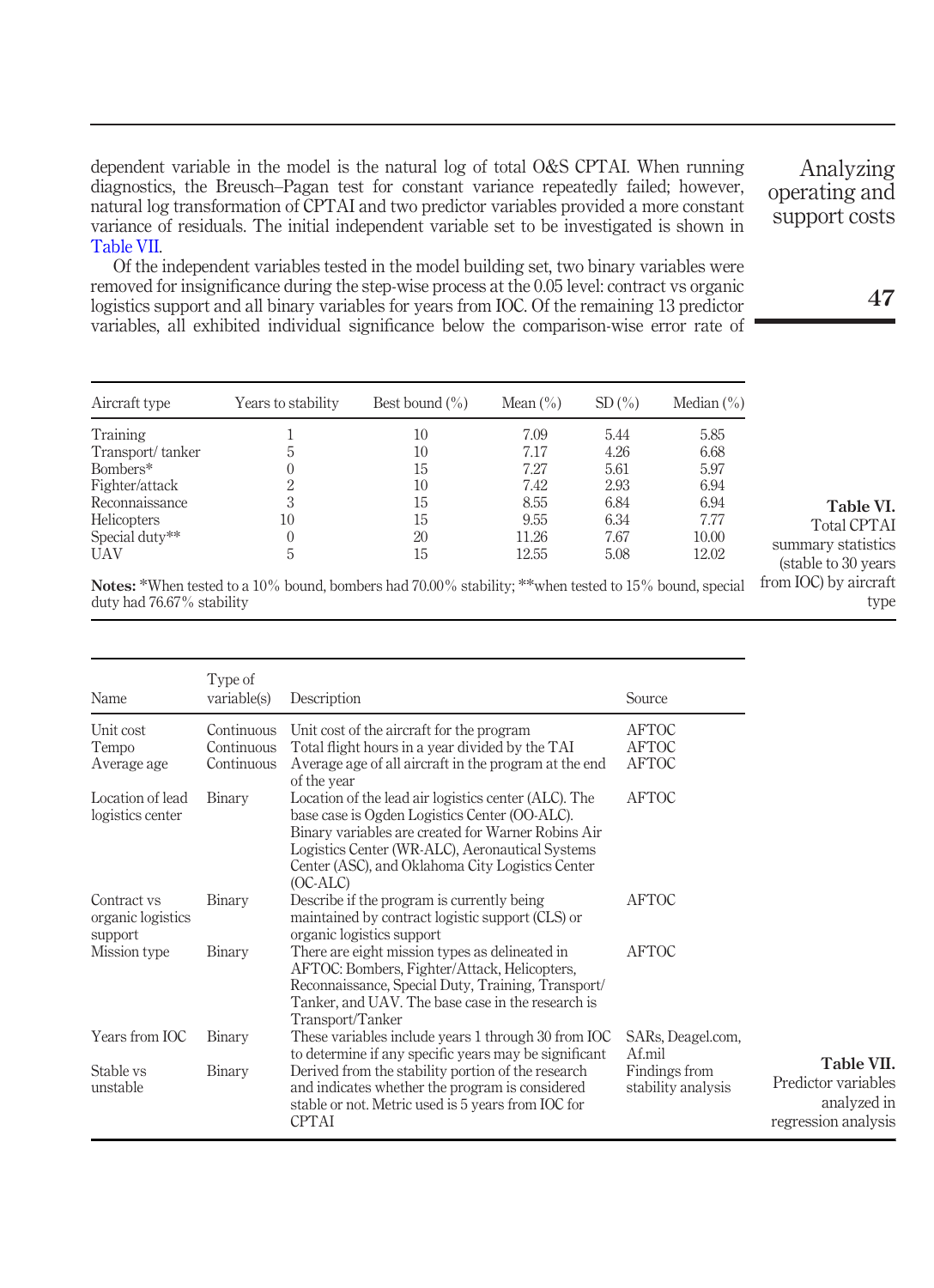dependent variable in the model is the natural log of total O&S CPTAI. When running diagnostics, the Breusch–Pagan test for constant variance repeatedly failed; however, natural log transformation of CPTAI and two predictor variables provided a more constant variance of residuals. The initial independent variable set to be investigated is shown in Table VII.

Of the independent variables tested in the model building set, two binary variables were removed for insignificance during the step-wise process at the 0.05 level: contract vs organic logistics support and all binary variables for years from IOC. Of the remaining 13 predictor variables, all exhibited individual significance below the comparison-wise error rate of

| Aircraft type | Years to stability | Best bound (%) | Mean (%) | SD (%) | Median (%) |
|---|---|---|---|---|---|
| Training | 1 | 10 | 7.09 | 5.44 | 5.85 |
| Transport/ tanker | 5 | 10 | 7.17 | 4.26 | 6.68 |
| Bombers* | 0 | 15 | 7.27 | 5.61 | 5.97 |
| Fighter/attack | 2 | 10 | 7.42 | 2.93 | 6.94 |
| Reconnaissance | 3 | 15 | 8.55 | 6.84 | 6.94 |
| Helicopters | 10 | 15 | 9.55 | 6.34 | 7.77 |
| Special duty** | 0 | 20 | 11.26 | 7.67 | 10.00 |
| UAV | 5 | 15 | 12.55 | 5.08 | 12.02 |

**Notes:** *When tested to a 10% bound, bombers had 70.00% stability; **when tested to 15% bound, special duty had 76.67% stability

**Table VI.** Total CPTAI summary statistics (stable to 30 years from IOC) by aircraft type

| Name | Type of variable(s) | Description | Source |
|---|---|---|---|
| Unit cost | Continuous | Unit cost of the aircraft for the program | AFTOC |
| Tempo | Continuous | Total flight hours in a year divided by the TAI | AFTOC |
| Average age | Continuous | Average age of all aircraft in the program at the end of the year | AFTOC |
| Location of lead logistics center | Binary | Location of the lead air logistics center (ALC). The base case is Ogden Logistics Center (OO-ALC). Binary variables are created for Warner Robins Air Logistics Center (WR-ALC), Aeronautical Systems Center (ASC), and Oklahoma City Logistics Center (OC-ALC) | AFTOC |
| Contract vs organic logistics support | Binary | Describe if the program is currently being maintained by contract logistic support (CLS) or organic logistics support | AFTOC |
| Mission type | Binary | There are eight mission types as delineated in AFTOC: Bombers, Fighter/Attack, Helicopters, Reconnaissance, Special Duty, Training, Transport/Tanker, and UAV. The base case in the research is Transport/Tanker | AFTOC |
| Years from IOC | Binary | These variables include years 1 through 30 from IOC to determine if any specific years may be significant | SARs, Deagel.com, Af.mil |
| Stable vs unstable | Binary | Derived from the stability portion of the research and indicates whether the program is considered stable or not. Metric used is 5 years from IOC for CPTAI | Findings from stability analysis |

**Table VII.** Predictor variables analyzed in regression analysis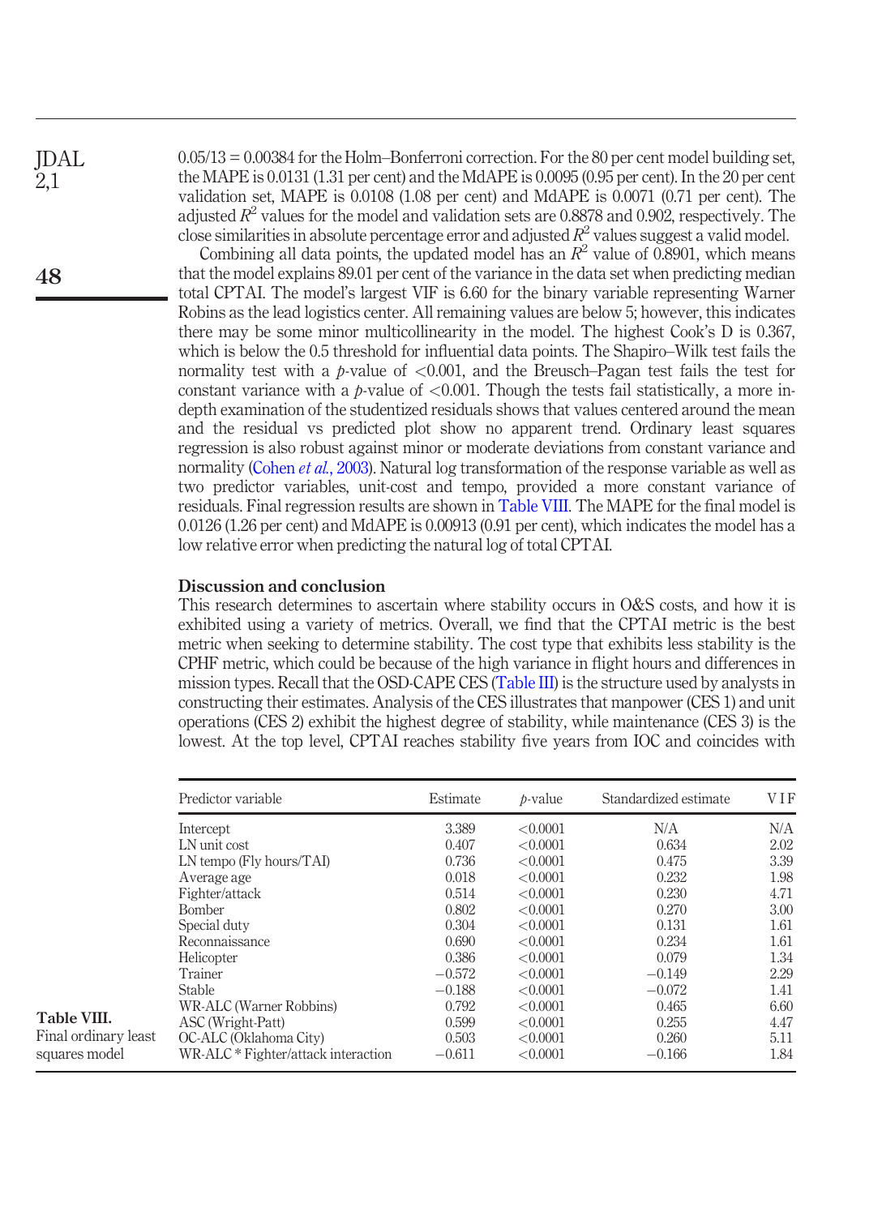0.05/13 = 0.00384 for the Holm–Bonferroni correction. For the 80 per cent model building set, the MAPE is 0.0131 (1.31 per cent) and the MdAPE is 0.0095 (0.95 per cent). In the 20 per cent validation set, MAPE is 0.0108 (1.08 per cent) and MdAPE is 0.0071 (0.71 per cent). The adjusted $R^2$ values for the model and validation sets are 0.8878 and 0.902, respectively. The close similarities in absolute percentage error and adjusted $R^2$ values suggest a valid model.

Combining all data points, the updated model has an $R^2$ value of 0.8901, which means that the model explains 89.01 per cent of the variance in the data set when predicting median total CPTAI. The model's largest VIF is 6.60 for the binary variable representing Warner Robins as the lead logistics center. All remaining values are below 5; however, this indicates there may be some minor multicollinearity in the model. The highest Cook's D is 0.367, which is below the 0.5 threshold for influential data points. The Shapiro–Wilk test fails the normality test with a $p$-value of $<0.001$, and the Breusch–Pagan test fails the test for constant variance with a $p$-value of $<0.001$. Though the tests fail statistically, a more in-depth examination of the studentized residuals shows that values centered around the mean and the residual vs predicted plot show no apparent trend. Ordinary least squares regression is also robust against minor or moderate deviations from constant variance and normality (Cohen *et al.*, 2003). Natural log transformation of the response variable as well as two predictor variables, unit-cost and tempo, provided a more constant variance of residuals. Final regression results are shown in Table VIII. The MAPE for the final model is 0.0126 (1.26 per cent) and MdAPE is 0.00913 (0.91 per cent), which indicates the model has a low relative error when predicting the natural log of total CPTAI.

## Discussion and conclusion

This research determines to ascertain where stability occurs in O&S costs, and how it is exhibited using a variety of metrics. Overall, we find that the CPTAI metric is the best metric when seeking to determine stability. The cost type that exhibits less stability is the CPHF metric, which could be because of the high variance in flight hours and differences in mission types. Recall that the OSD-CAPE CES (Table III) is the structure used by analysts in constructing their estimates. Analysis of the CES illustrates that manpower (CES 1) and unit operations (CES 2) exhibit the highest degree of stability, while maintenance (CES 3) is the lowest. At the top level, CPTAI reaches stability five years from IOC and coincides with

**Table VIII.** Final ordinary least squares model

| Predictor variable | Estimate | $p$-value | Standardized estimate | VIF |
|---|---|---|---|---|
| Intercept | 3.389 | <0.0001 | N/A | N/A |
| LN unit cost | 0.407 | <0.0001 | 0.634 | 2.02 |
| LN tempo (Fly hours/TAI) | 0.736 | <0.0001 | 0.475 | 3.39 |
| Average age | 0.018 | <0.0001 | 0.232 | 1.98 |
| Fighter/attack | 0.514 | <0.0001 | 0.230 | 4.71 |
| Bomber | 0.802 | <0.0001 | 0.270 | 3.00 |
| Special duty | 0.304 | <0.0001 | 0.131 | 1.61 |
| Reconnaissance | 0.690 | <0.0001 | 0.234 | 1.61 |
| Helicopter | 0.386 | <0.0001 | 0.079 | 1.34 |
| Trainer | −0.572 | <0.0001 | −0.149 | 2.29 |
| Stable | −0.188 | <0.0001 | −0.072 | 1.41 |
| WR-ALC (Warner Robbins) | 0.792 | <0.0001 | 0.465 | 6.60 |
| ASC (Wright-Patt) | 0.599 | <0.0001 | 0.255 | 4.47 |
| OC-ALC (Oklahoma City) | 0.503 | <0.0001 | 0.260 | 5.11 |
| WR-ALC * Fighter/attack interaction | −0.611 | <0.0001 | −0.166 | 1.84 |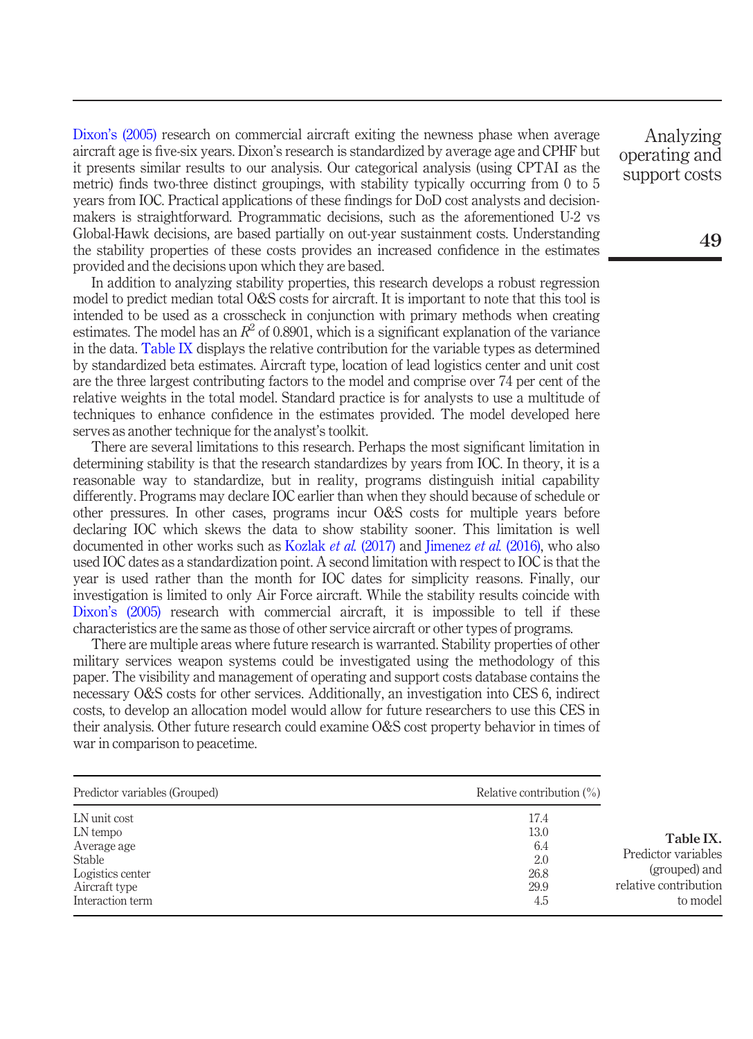Dixon's (2005) research on commercial aircraft exiting the newness phase when average aircraft age is five-six years. Dixon's research is standardized by average age and CPHF but it presents similar results to our analysis. Our categorical analysis (using CPTAI as the metric) finds two-three distinct groupings, with stability typically occurring from 0 to 5 years from IOC. Practical applications of these findings for DoD cost analysts and decision-makers is straightforward. Programmatic decisions, such as the aforementioned U-2 vs Global-Hawk decisions, are based partially on out-year sustainment costs. Understanding the stability properties of these costs provides an increased confidence in the estimates provided and the decisions upon which they are based.

In addition to analyzing stability properties, this research develops a robust regression model to predict median total O&S costs for aircraft. It is important to note that this tool is intended to be used as a crosscheck in conjunction with primary methods when creating estimates. The model has an $R^2$ of 0.8901, which is a significant explanation of the variance in the data. Table IX displays the relative contribution for the variable types as determined by standardized beta estimates. Aircraft type, location of lead logistics center and unit cost are the three largest contributing factors to the model and comprise over 74 per cent of the relative weights in the total model. Standard practice is for analysts to use a multitude of techniques to enhance confidence in the estimates provided. The model developed here serves as another technique for the analyst's toolkit.

There are several limitations to this research. Perhaps the most significant limitation in determining stability is that the research standardizes by years from IOC. In theory, it is a reasonable way to standardize, but in reality, programs distinguish initial capability differently. Programs may declare IOC earlier than when they should because of schedule or other pressures. In other cases, programs incur O&S costs for multiple years before declaring IOC which skews the data to show stability sooner. This limitation is well documented in other works such as Kozlak *et al.* (2017) and Jimenez *et al.* (2016), who also used IOC dates as a standardization point. A second limitation with respect to IOC is that the year is used rather than the month for IOC dates for simplicity reasons. Finally, our investigation is limited to only Air Force aircraft. While the stability results coincide with Dixon's (2005) research with commercial aircraft, it is impossible to tell if these characteristics are the same as those of other service aircraft or other types of programs.

There are multiple areas where future research is warranted. Stability properties of other military services weapon systems could be investigated using the methodology of this paper. The visibility and management of operating and support costs database contains the necessary O&S costs for other services. Additionally, an investigation into CES 6, indirect costs, to develop an allocation model would allow for future researchers to use this CES in their analysis. Other future research could examine O&S cost property behavior in times of war in comparison to peacetime.

| Predictor variables (Grouped) | Relative contribution (%) |
|---|---|
| LN unit cost | 17.4 |
| LN tempo | 13.0 |
| Average age | 6.4 |
| Stable | 2.0 |
| Logistics center | 26.8 |
| Aircraft type | 29.9 |
| Interaction term | 4.5 |

**Table IX.** Predictor variables (grouped) and relative contribution to model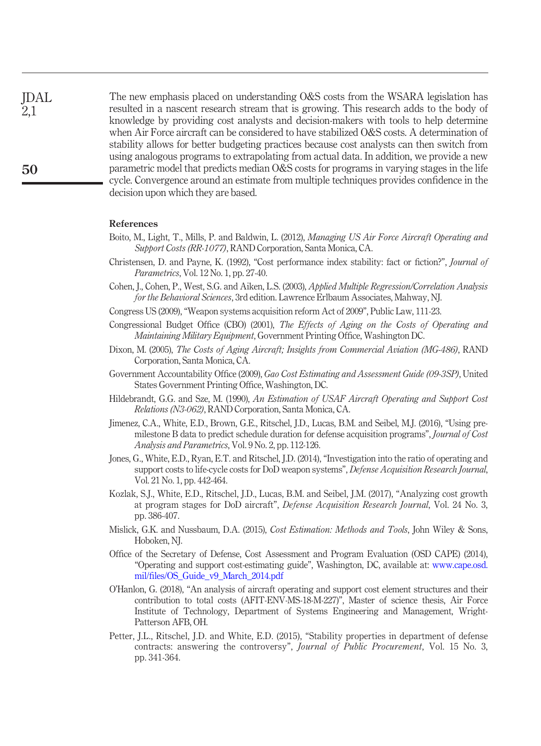The new emphasis placed on understanding O&S costs from the WSARA legislation has resulted in a nascent research stream that is growing. This research adds to the body of knowledge by providing cost analysts and decision-makers with tools to help determine when Air Force aircraft can be considered to have stabilized O&S costs. A determination of stability allows for better budgeting practices because cost analysts can then switch from using analogous programs to extrapolating from actual data. In addition, we provide a new parametric model that predicts median O&S costs for programs in varying stages in the life cycle. Convergence around an estimate from multiple techniques provides confidence in the decision upon which they are based.

## References

Boito, M., Light, T., Mills, P. and Baldwin, L. (2012), *Managing US Air Force Aircraft Operating and Support Costs (RR-1077)*, RAND Corporation, Santa Monica, CA.

Christensen, D. and Payne, K. (1992), "Cost performance index stability: fact or fiction?", *Journal of Parametrics*, Vol. 12 No. 1, pp. 27-40.

Cohen, J., Cohen, P., West, S.G. and Aiken, L.S. (2003), *Applied Multiple Regression/Correlation Analysis for the Behavioral Sciences*, 3rd edition. Lawrence Erlbaum Associates, Mahway, NJ.

Congress US (2009), "Weapon systems acquisition reform Act of 2009", Public Law, 111-23.

Congressional Budget Office (CBO) (2001), *The Effects of Aging on the Costs of Operating and Maintaining Military Equipment*, Government Printing Office, Washington DC.

Dixon, M. (2005), *The Costs of Aging Aircraft; Insights from Commercial Aviation (MG-486)*, RAND Corporation, Santa Monica, CA.

Government Accountability Office (2009), *Gao Cost Estimating and Assessment Guide (09-3SP)*, United States Government Printing Office, Washington, DC.

Hildebrandt, G.G. and Sze, M. (1990), *An Estimation of USAF Aircraft Operating and Support Cost Relations (N3-062)*, RAND Corporation, Santa Monica, CA.

Jimenez, C.A., White, E.D., Brown, G.E., Ritschel, J.D., Lucas, B.M. and Seibel, M.J. (2016), "Using pre-milestone B data to predict schedule duration for defense acquisition programs", *Journal of Cost Analysis and Parametrics*, Vol. 9 No. 2, pp. 112-126.

Jones, G., White, E.D., Ryan, E.T. and Ritschel, J.D. (2014), "Investigation into the ratio of operating and support costs to life-cycle costs for DoD weapon systems", *Defense Acquisition Research Journal*, Vol. 21 No. 1, pp. 442-464.

Kozlak, S.J., White, E.D., Ritschel, J.D., Lucas, B.M. and Seibel, J.M. (2017), "Analyzing cost growth at program stages for DoD aircraft", *Defense Acquisition Research Journal*, Vol. 24 No. 3, pp. 386-407.

Mislick, G.K. and Nussbaum, D.A. (2015), *Cost Estimation: Methods and Tools*, John Wiley & Sons, Hoboken, NJ.

Office of the Secretary of Defense, Cost Assessment and Program Evaluation (OSD CAPE) (2014), "Operating and support cost-estimating guide", Washington, DC, available at: www.cape.osd.mil/files/OS_Guide_v9_March_2014.pdf

O'Hanlon, G. (2018), "An analysis of aircraft operating and support cost element structures and their contribution to total costs (AFIT-ENV-MS-18-M-227)", Master of science thesis, Air Force Institute of Technology, Department of Systems Engineering and Management, Wright-Patterson AFB, OH.

Petter, J.L., Ritschel, J.D. and White, E.D. (2015), "Stability properties in department of defense contracts: answering the controversy", *Journal of Public Procurement*, Vol. 15 No. 3, pp. 341-364.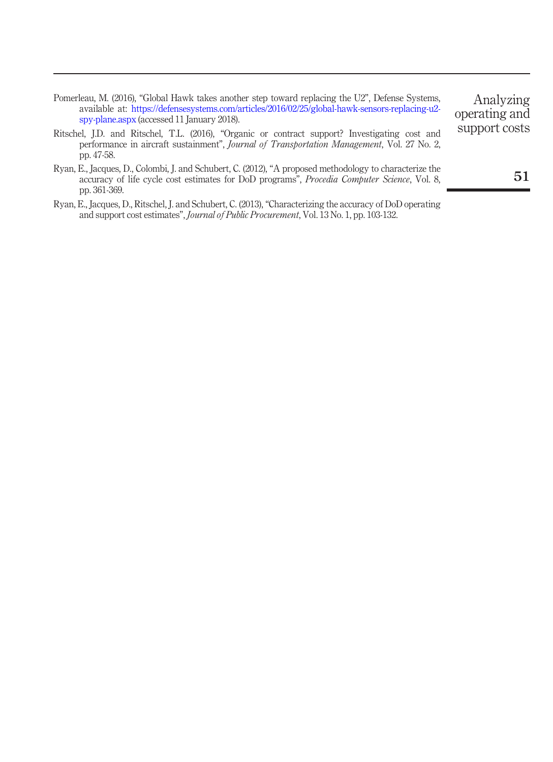Pomerleau, M. (2016), "Global Hawk takes another step toward replacing the U2", Defense Systems, available at: https://defensesystems.com/articles/2016/02/25/global-hawk-sensors-replacing-u2-spy-plane.aspx (accessed 11 January 2018).

Ritschel, J.D. and Ritschel, T.L. (2016), "Organic or contract support? Investigating cost and performance in aircraft sustainment", *Journal of Transportation Management*, Vol. 27 No. 2, pp. 47-58.

Ryan, E., Jacques, D., Colombi, J. and Schubert, C. (2012), "A proposed methodology to characterize the accuracy of life cycle cost estimates for DoD programs", *Procedia Computer Science*, Vol. 8, pp. 361-369.

Ryan, E., Jacques, D., Ritschel, J. and Schubert, C. (2013), "Characterizing the accuracy of DoD operating and support cost estimates", *Journal of Public Procurement*, Vol. 13 No. 1, pp. 103-132.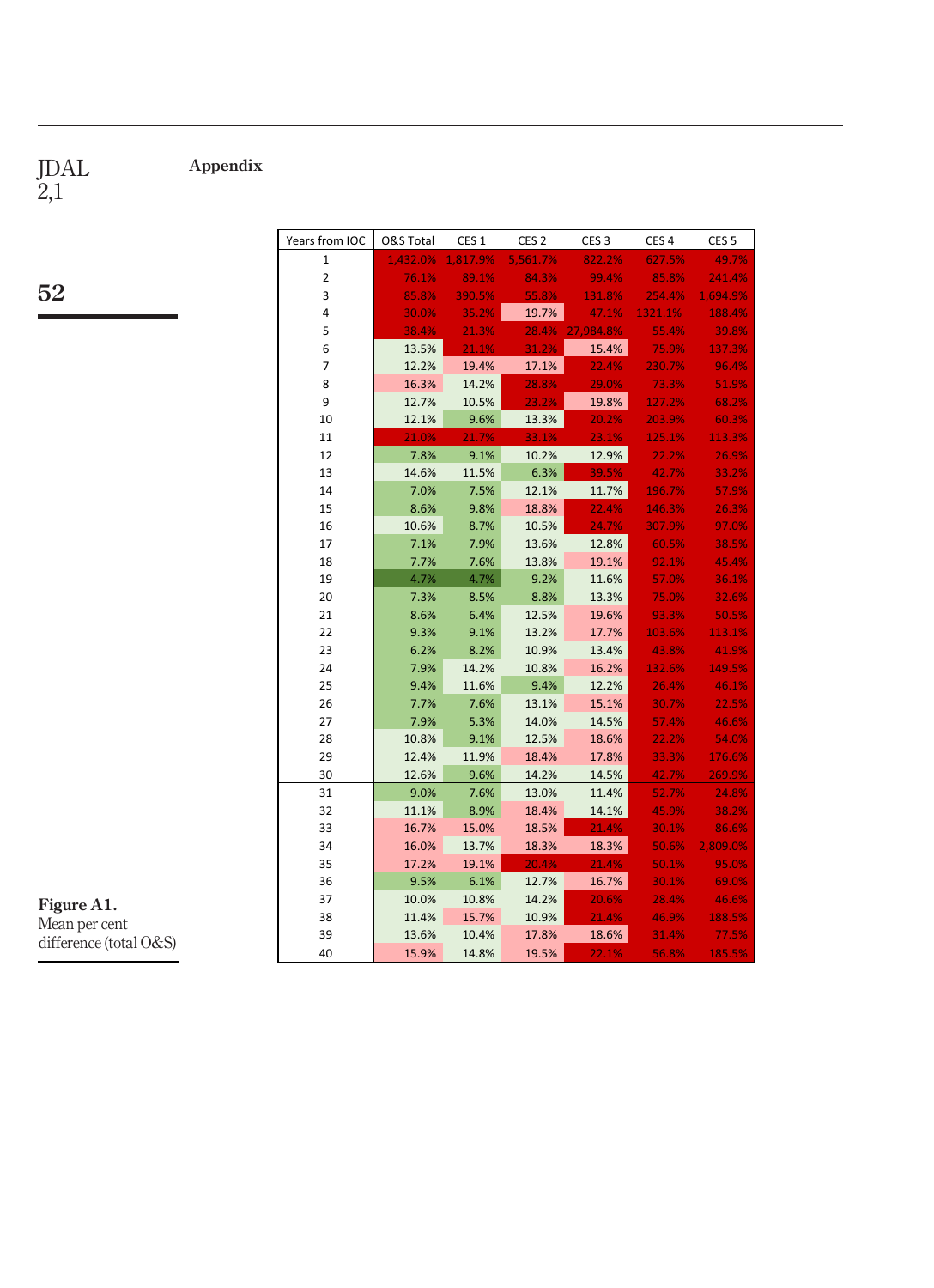## Appendix

| Years from IOC | O&S Total | CES 1 | CES 2 | CES 3 | CES 4 | CES 5 |
|---|---|---|---|---|---|---|
| 1 | 1,432.0% | 1,817.9% | 5,561.7% | 822.2% | 627.5% | 49.7% |
| 2 | 76.1% | 89.1% | 84.3% | 99.4% | 85.8% | 241.4% |
| 3 | 85.8% | 390.5% | 55.8% | 131.8% | 254.4% | 1,694.9% |
| 4 | 30.0% | 35.2% | 19.7% | 47.1% | 1321.1% | 188.4% |
| 5 | 38.4% | 21.3% | 28.4% | 27,984.8% | 55.4% | 39.8% |
| 6 | 13.5% | 21.1% | 31.2% | 15.4% | 75.9% | 137.3% |
| 7 | 12.2% | 19.4% | 17.1% | 22.4% | 230.7% | 96.4% |
| 8 | 16.3% | 14.2% | 28.8% | 29.0% | 73.3% | 51.9% |
| 9 | 12.7% | 10.5% | 23.2% | 19.8% | 127.2% | 68.2% |
| 10 | 12.1% | 9.6% | 13.3% | 20.2% | 203.9% | 60.3% |
| 11 | 21.0% | 21.7% | 33.1% | 23.1% | 125.1% | 113.3% |
| 12 | 7.8% | 9.1% | 10.2% | 12.9% | 22.2% | 26.9% |
| 13 | 14.6% | 11.5% | 6.3% | 39.5% | 42.7% | 33.2% |
| 14 | 7.0% | 7.5% | 12.1% | 11.7% | 196.7% | 57.9% |
| 15 | 8.6% | 9.8% | 18.8% | 22.4% | 146.3% | 26.3% |
| 16 | 10.6% | 8.7% | 10.5% | 24.7% | 307.9% | 97.0% |
| 17 | 7.1% | 7.9% | 13.6% | 12.8% | 60.5% | 38.5% |
| 18 | 7.7% | 7.6% | 13.8% | 19.1% | 92.1% | 45.4% |
| 19 | 4.7% | 4.7% | 9.2% | 11.6% | 57.0% | 36.1% |
| 20 | 7.3% | 8.5% | 8.8% | 13.3% | 75.0% | 32.6% |
| 21 | 8.6% | 6.4% | 12.5% | 19.6% | 93.3% | 50.5% |
| 22 | 9.3% | 9.1% | 13.2% | 17.7% | 103.6% | 113.1% |
| 23 | 6.2% | 8.2% | 10.9% | 13.4% | 43.8% | 41.9% |
| 24 | 7.9% | 14.2% | 10.8% | 16.2% | 132.6% | 149.5% |
| 25 | 9.4% | 11.6% | 9.4% | 12.2% | 26.4% | 46.1% |
| 26 | 7.7% | 7.6% | 13.1% | 15.1% | 30.7% | 22.5% |
| 27 | 7.9% | 5.3% | 14.0% | 14.5% | 57.4% | 46.6% |
| 28 | 10.8% | 9.1% | 12.5% | 18.6% | 22.2% | 54.0% |
| 29 | 12.4% | 11.9% | 18.4% | 17.8% | 33.3% | 176.6% |
| 30 | 12.6% | 9.6% | 14.2% | 14.5% | 42.7% | 269.9% |
| 31 | 9.0% | 7.6% | 13.0% | 11.4% | 52.7% | 24.8% |
| 32 | 11.1% | 8.9% | 18.4% | 14.1% | 45.9% | 38.2% |
| 33 | 16.7% | 15.0% | 18.5% | 21.4% | 30.1% | 86.6% |
| 34 | 16.0% | 13.7% | 18.3% | 18.3% | 50.6% | 2,809.0% |
| 35 | 17.2% | 19.1% | 20.4% | 21.4% | 50.1% | 95.0% |
| 36 | 9.5% | 6.1% | 12.7% | 16.7% | 30.1% | 69.0% |
| 37 | 10.0% | 10.8% | 14.2% | 20.6% | 28.4% | 46.6% |
| 38 | 11.4% | 15.7% | 10.9% | 21.4% | 46.9% | 188.5% |
| 39 | 13.6% | 10.4% | 17.8% | 18.6% | 31.4% | 77.5% |
| 40 | 15.9% | 14.8% | 19.5% | 22.1% | 56.8% | 185.5% |

**Figure A1.** Mean per cent difference (total O&S)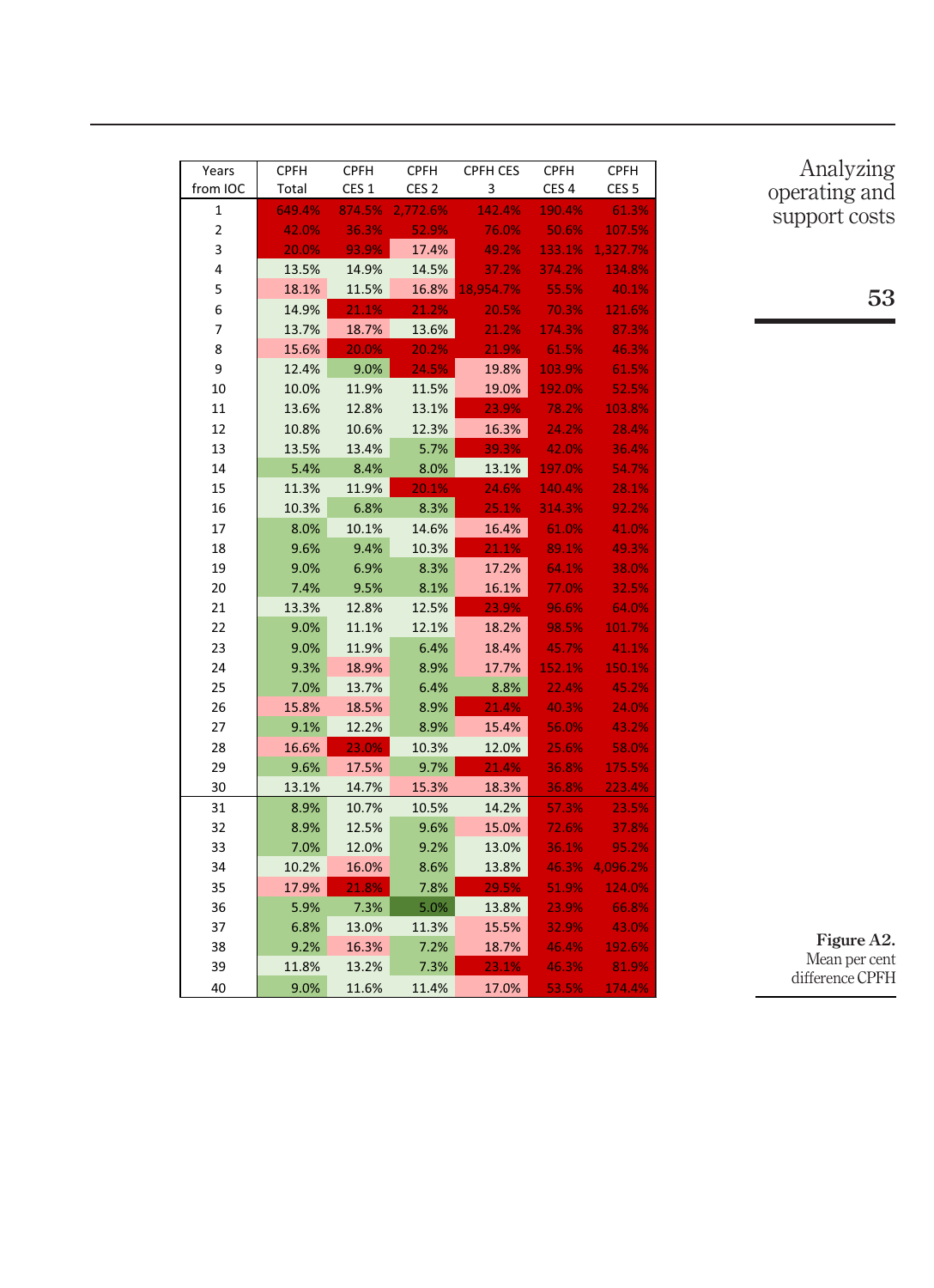| Years from IOC | CPFH Total | CPFH CES 1 | CPFH CES 2 | CPFH CES 3 | CPFH CES 4 | CPFH CES 5 |
|---|---|---|---|---|---|---|
| 1 | 649.4% | 874.5% | 2,772.6% | 142.4% | 190.4% | 61.3% |
| 2 | 42.0% | 36.3% | 52.9% | 76.0% | 50.6% | 107.5% |
| 3 | 20.0% | 93.9% | 17.4% | 49.2% | 133.1% | 1,327.7% |
| 4 | 13.5% | 14.9% | 14.5% | 37.2% | 374.2% | 134.8% |
| 5 | 18.1% | 11.5% | 16.8% | 18,954.7% | 55.5% | 40.1% |
| 6 | 14.9% | 21.1% | 21.2% | 20.5% | 70.3% | 121.6% |
| 7 | 13.7% | 18.7% | 13.6% | 21.2% | 174.3% | 87.3% |
| 8 | 15.6% | 20.0% | 20.2% | 21.9% | 61.5% | 46.3% |
| 9 | 12.4% | 9.0% | 24.5% | 19.8% | 103.9% | 61.5% |
| 10 | 10.0% | 11.9% | 11.5% | 19.0% | 192.0% | 52.5% |
| 11 | 13.6% | 12.8% | 13.1% | 23.9% | 78.2% | 103.8% |
| 12 | 10.8% | 10.6% | 12.3% | 16.3% | 24.2% | 28.4% |
| 13 | 13.5% | 13.4% | 5.7% | 39.3% | 42.0% | 36.4% |
| 14 | 5.4% | 8.4% | 8.0% | 13.1% | 197.0% | 54.7% |
| 15 | 11.3% | 11.9% | 20.1% | 24.6% | 140.4% | 28.1% |
| 16 | 10.3% | 6.8% | 8.3% | 25.1% | 314.3% | 92.2% |
| 17 | 8.0% | 10.1% | 14.6% | 16.4% | 61.0% | 41.0% |
| 18 | 9.6% | 9.4% | 10.3% | 21.1% | 89.1% | 49.3% |
| 19 | 9.0% | 6.9% | 8.3% | 17.2% | 64.1% | 38.0% |
| 20 | 7.4% | 9.5% | 8.1% | 16.1% | 77.0% | 32.5% |
| 21 | 13.3% | 12.8% | 12.5% | 23.9% | 96.6% | 64.0% |
| 22 | 9.0% | 11.1% | 12.1% | 18.2% | 98.5% | 101.7% |
| 23 | 9.0% | 11.9% | 6.4% | 18.4% | 45.7% | 41.1% |
| 24 | 9.3% | 18.9% | 8.9% | 17.7% | 152.1% | 150.1% |
| 25 | 7.0% | 13.7% | 6.4% | 8.8% | 22.4% | 45.2% |
| 26 | 15.8% | 18.5% | 8.9% | 21.4% | 40.3% | 24.0% |
| 27 | 9.1% | 12.2% | 8.9% | 15.4% | 56.0% | 43.2% |
| 28 | 16.6% | 23.0% | 10.3% | 12.0% | 25.6% | 58.0% |
| 29 | 9.6% | 17.5% | 9.7% | 21.4% | 36.8% | 175.5% |
| 30 | 13.1% | 14.7% | 15.3% | 18.3% | 36.8% | 223.4% |
| 31 | 8.9% | 10.7% | 10.5% | 14.2% | 57.3% | 23.5% |
| 32 | 8.9% | 12.5% | 9.6% | 15.0% | 72.6% | 37.8% |
| 33 | 7.0% | 12.0% | 9.2% | 13.0% | 36.1% | 95.2% |
| 34 | 10.2% | 16.0% | 8.6% | 13.8% | 46.3% | 4,096.2% |
| 35 | 17.9% | 21.8% | 7.8% | 29.5% | 51.9% | 124.0% |
| 36 | 5.9% | 7.3% | 5.0% | 13.8% | 23.9% | 66.8% |
| 37 | 6.8% | 13.0% | 11.3% | 15.5% | 32.9% | 43.0% |
| 38 | 9.2% | 16.3% | 7.2% | 18.7% | 46.4% | 192.6% |
| 39 | 11.8% | 13.2% | 7.3% | 23.1% | 46.3% | 81.9% |
| 40 | 9.0% | 11.6% | 11.4% | 17.0% | 53.5% | 174.4% |

**Figure A2.** Mean per cent difference CPFH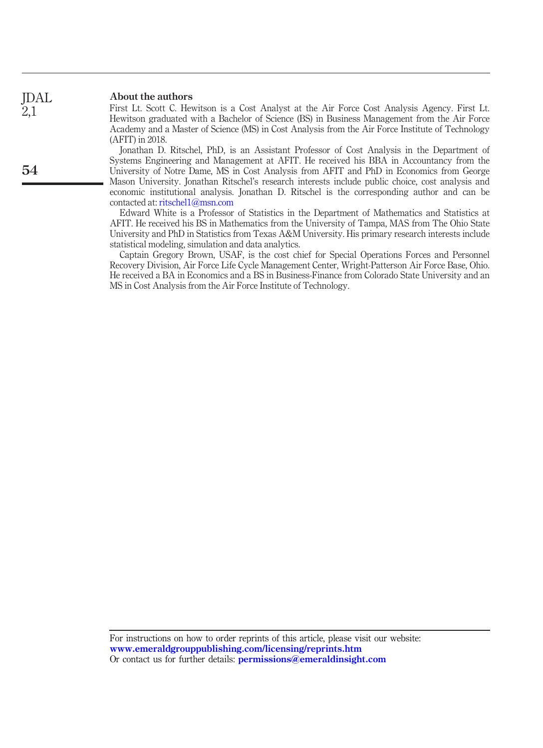## About the authors

First Lt. Scott C. Hewitson is a Cost Analyst at the Air Force Cost Analysis Agency. First Lt. Hewitson graduated with a Bachelor of Science (BS) in Business Management from the Air Force Academy and a Master of Science (MS) in Cost Analysis from the Air Force Institute of Technology (AFIT) in 2018.

Jonathan D. Ritschel, PhD, is an Assistant Professor of Cost Analysis in the Department of Systems Engineering and Management at AFIT. He received his BBA in Accountancy from the University of Notre Dame, MS in Cost Analysis from AFIT and PhD in Economics from George Mason University. Jonathan Ritschel's research interests include public choice, cost analysis and economic institutional analysis. Jonathan D. Ritschel is the corresponding author and can be contacted at: ritschel1@msn.com

Edward White is a Professor of Statistics in the Department of Mathematics and Statistics at AFIT. He received his BS in Mathematics from the University of Tampa, MAS from The Ohio State University and PhD in Statistics from Texas A&M University. His primary research interests include statistical modeling, simulation and data analytics.

Captain Gregory Brown, USAF, is the cost chief for Special Operations Forces and Personnel Recovery Division, Air Force Life Cycle Management Center, Wright-Patterson Air Force Base, Ohio. He received a BA in Economics and a BS in Business-Finance from Colorado State University and an MS in Cost Analysis from the Air Force Institute of Technology.

For instructions on how to order reprints of this article, please visit our website:
**www.emeraldgrouppublishing.com/licensing/reprints.htm**
Or contact us for further details: **permissions@emeraldinsight.com**